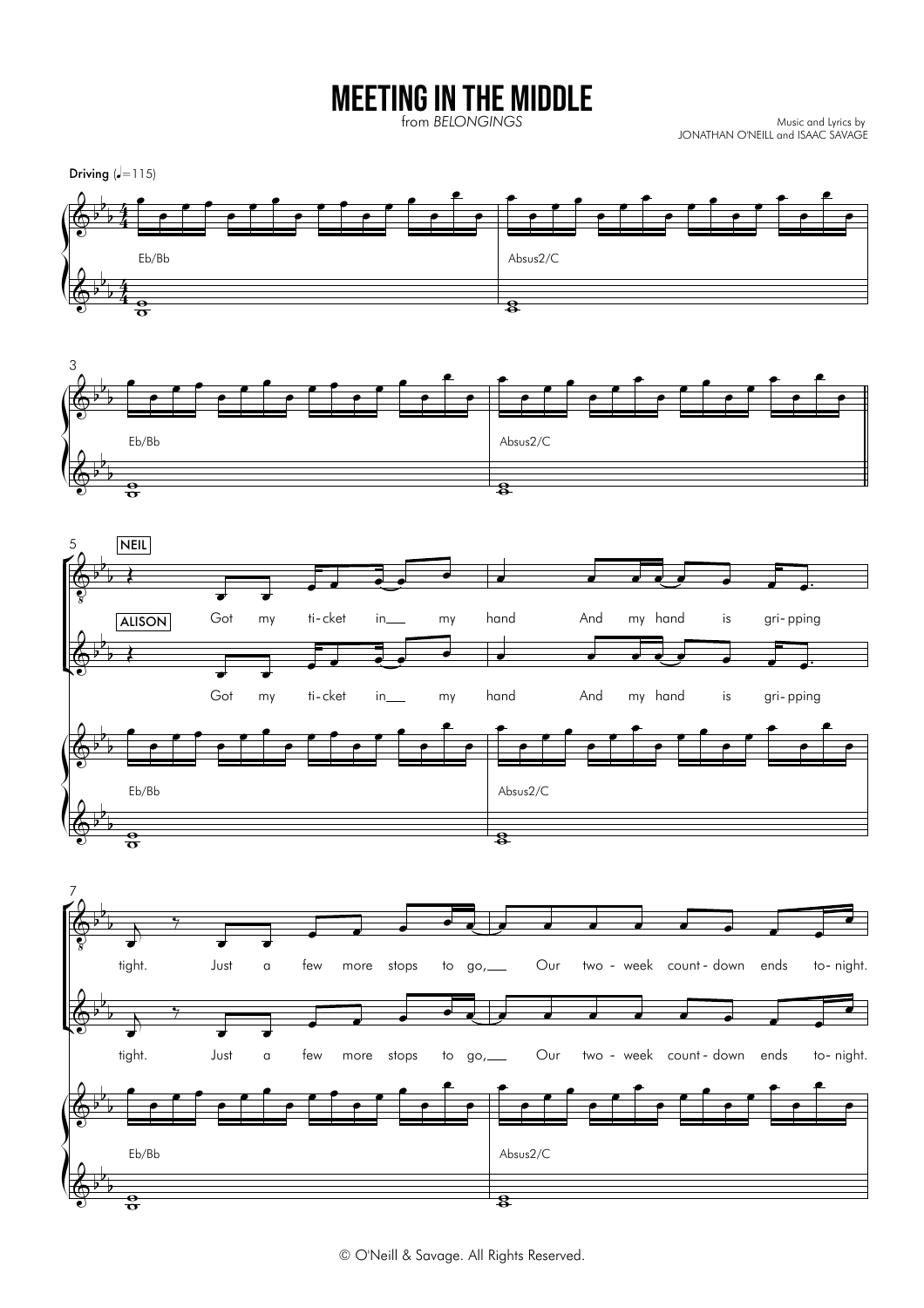# MEETING IN THE MIDDLE

from *BELONGINGS*

Music and Lyrics by
JONATHAN O'NEILL and ISAAC SAVAGE

Driving (♩=115)

Eb/Bb | Absus2/C | Eb/Bb | Absus2/C

**NEIL**

**ALISON**

Got my ti-cket in my hand And my hand is gri-pping tight. Just a few more stops to go, Our two-week count-down ends to-night.

Eb/Bb | Absus2/C | Eb/Bb | Absus2/C

© O'Neill & Savage. All Rights Reserved.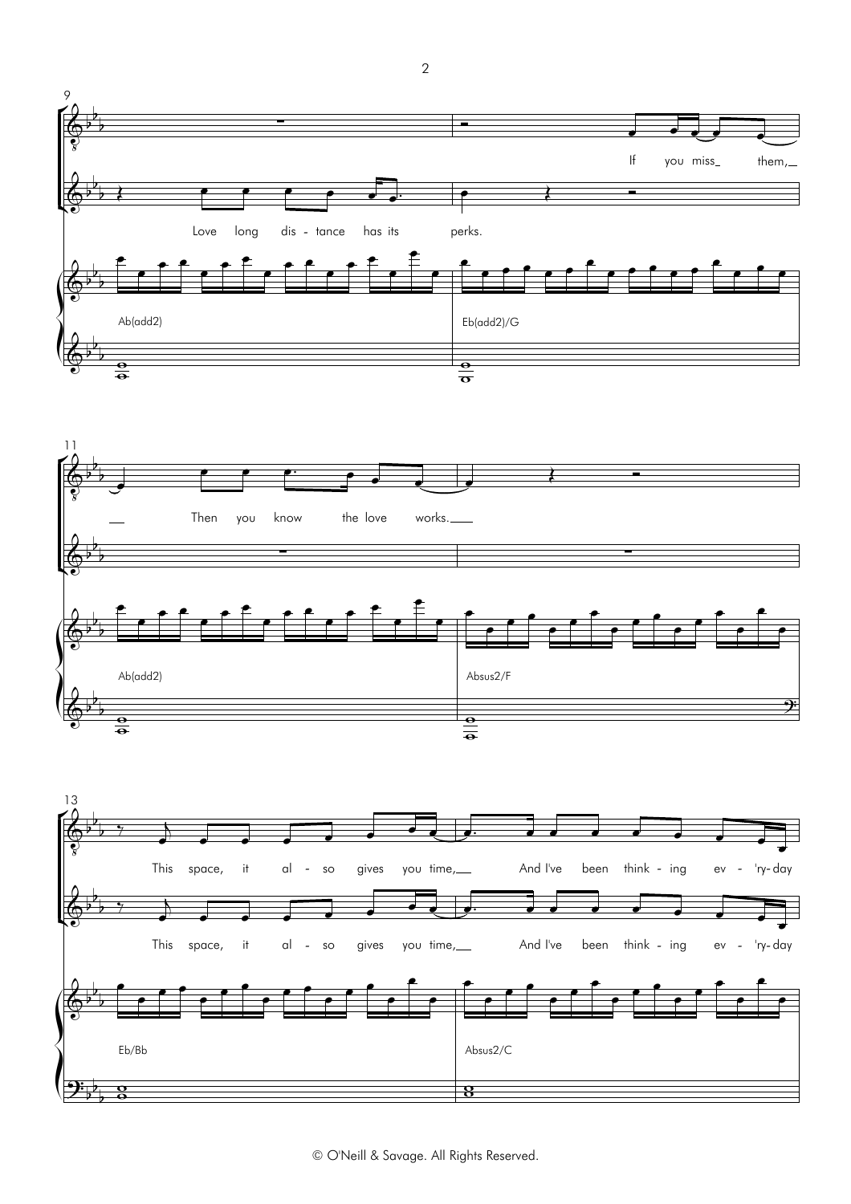If you miss them, Then you know the love works.

Love long dis - tance has its perks.

Ab(add2) Eb(add2)/G Ab(add2) Absus2/F

This space, it al - so gives you time, And I've been think - ing ev - 'ry-day

This space, it al - so gives you time, And I've been think - ing ev - 'ry-day

Eb/Bb Absus2/C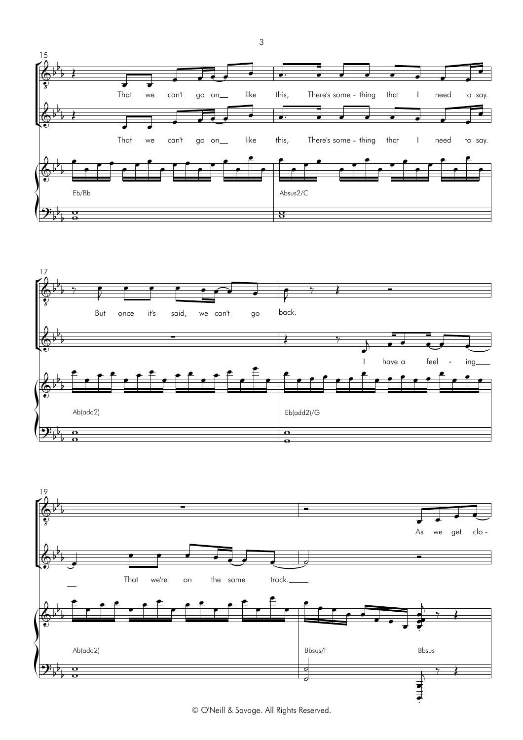15

That we can't go on like this, There's some - thing that I need to say.

That we can't go on like this, There's some - thing that I need to say.

Eb/Bb

Absus2/C

17

But once it's said, we can't go back.

I have a feel - ing

Ab(add2)

Eb(add2)/G

19

As we get clo -

That we're on the same track.

Ab(add2)

Bbsus/F

Bbsus

© O'Neill & Savage. All Rights Reserved.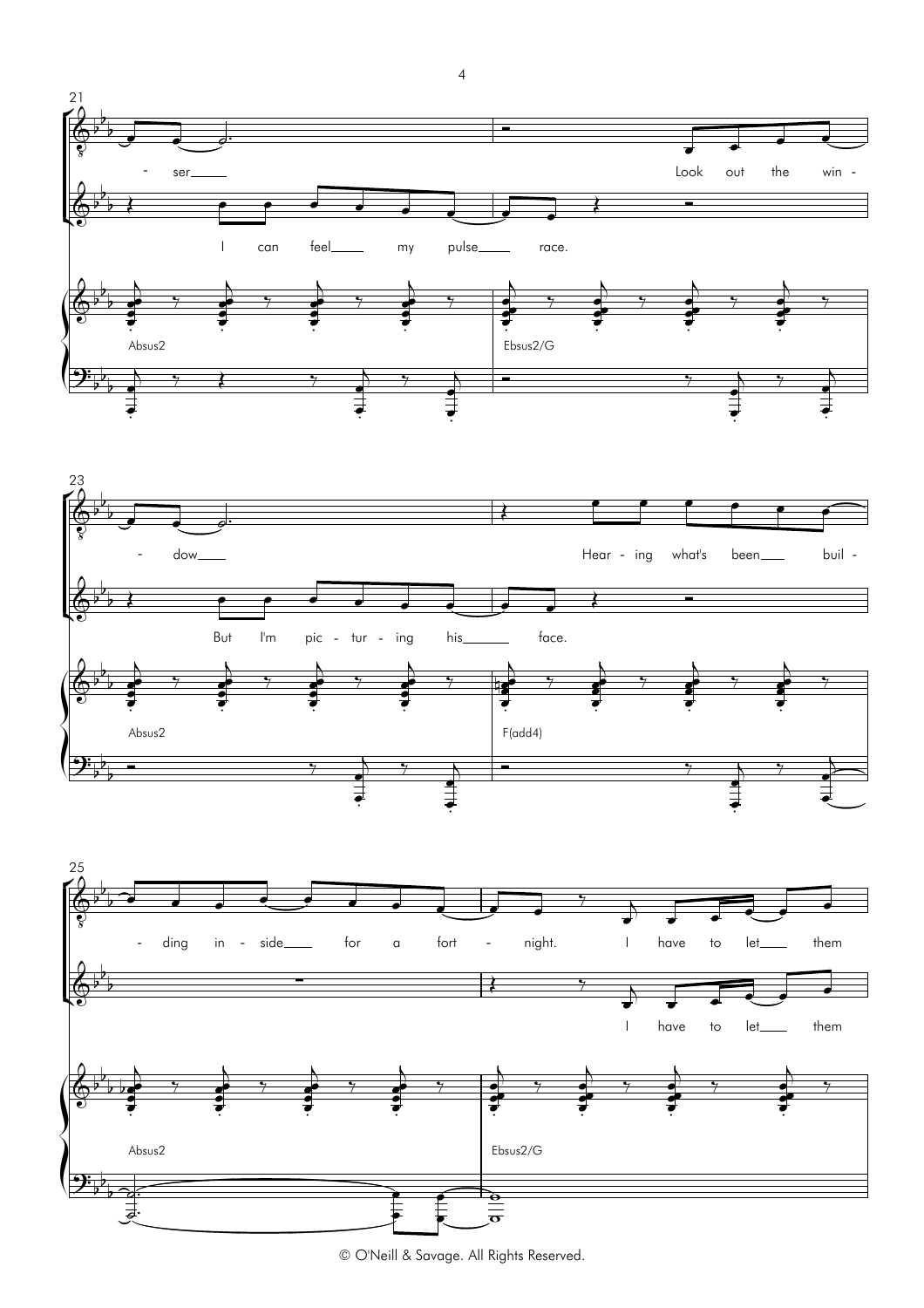21

ser___ Look out the win -

I can feel___ my pulse___ race.

Absus2 Ebsus2/G

23

dow___ Hear - ing what's been___ buil -

But I'm pic - tur - ing his______ face.

Absus2 F(add4)

25

ding in - side___ for a fort - night. I have to let___ them

I have to let___ them

Absus2 Ebsus2/G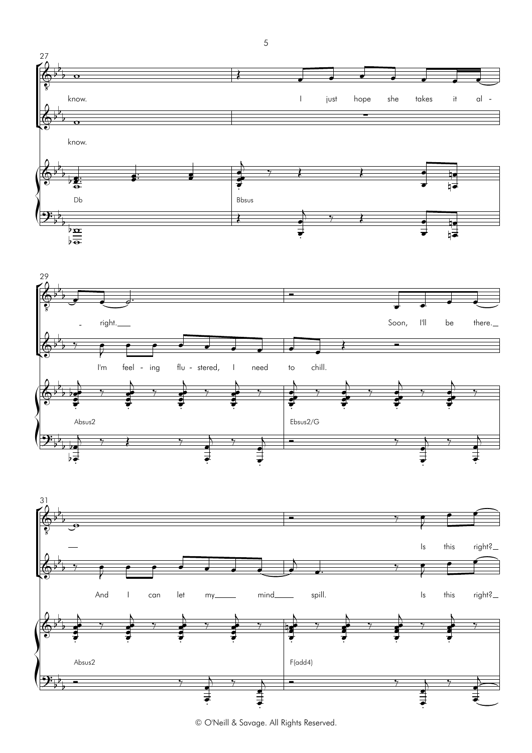27

know. I just hope she takes it al -

know.

Db Bbsus

29

- right.

Soon, I'll be there.

I'm feel - ing flu - stered, I need to chill.

Absus2 Ebsus2/G

31

Is this right?

And I can let my mind spill. Is this right?

Absus2 F(add4)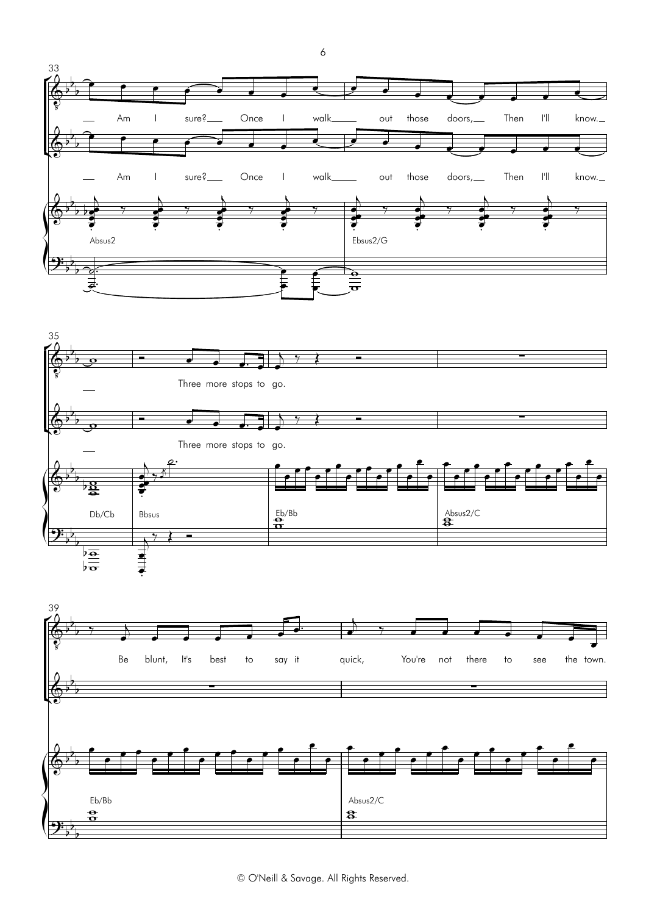33

Am I sure? Once I walk out those doors, Then I'll know.

Am I sure? Once I walk out those doors, Then I'll know.

Absus2 Ebsus2/G

35

Three more stops to go.

Three more stops to go.

Db/Cb Bbsus Eb/Bb Absus2/C

39

Be blunt, It's best to say it quick, You're not there to see the town.

Eb/Bb Absus2/C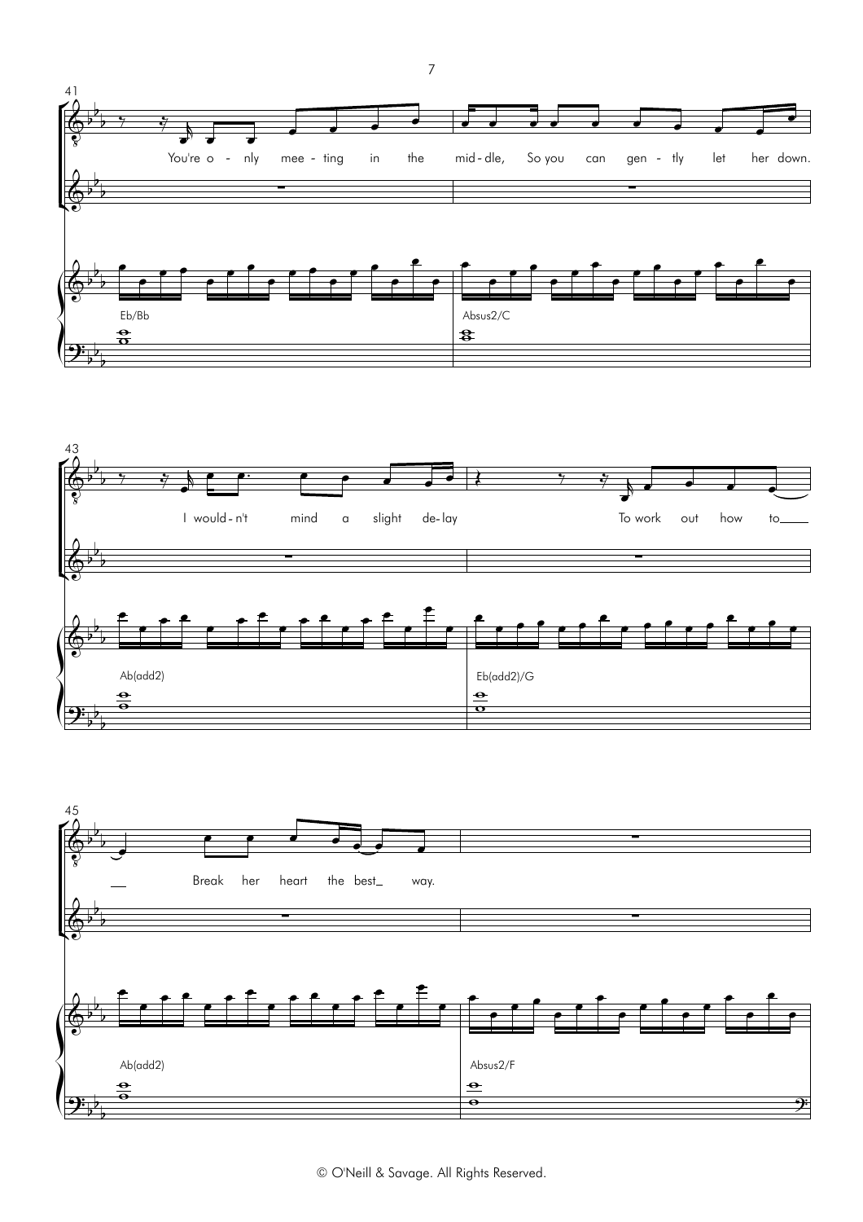41

You're o - nly mee - ting in the mid - dle, So you can gen - tly let her down.

Eb/Bb

Absus2/C

43

I would - n't mind a slight de - lay To work out how to

Ab(add2)

Eb(add2)/G

45

Break her heart the best way.

Ab(add2)

Absus2/F

© O'Neill & Savage. All Rights Reserved.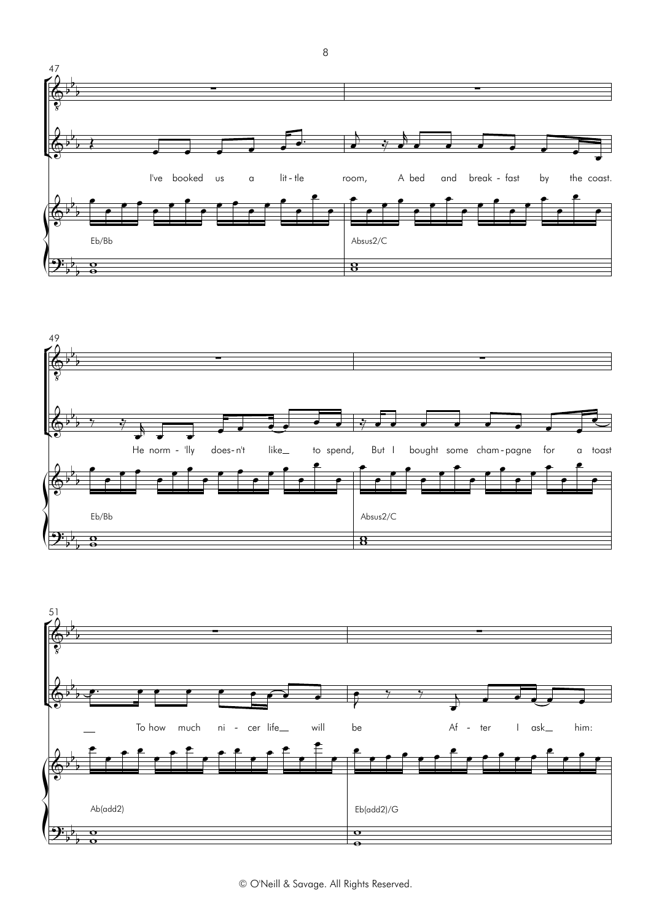47

I've booked us a lit - tle room, A bed and break - fast by the coast.

Eb/Bb — Absus2/C

49

He norm - 'lly does - n't like to spend, But I bought some cham - pagne for a toast

Eb/Bb — Absus2/C

51

To how much ni - cer life will be Af - ter I ask him:

Ab(add2) — Eb(add2)/G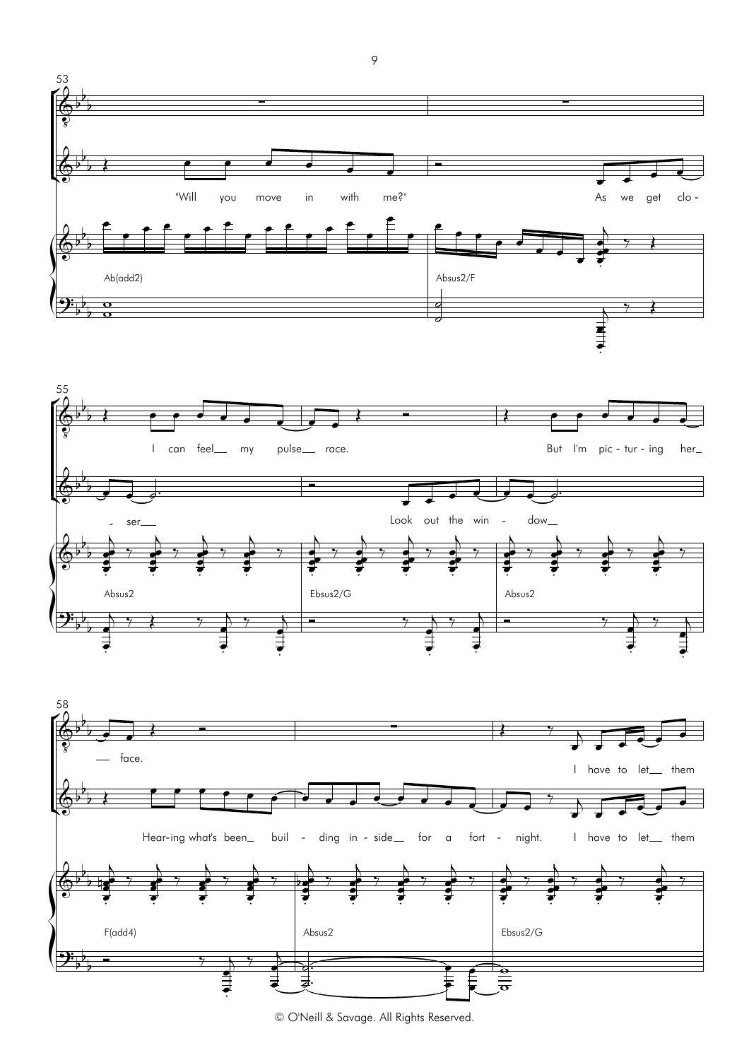"Will you move in with me?"

As we get clo - ser

I can feel my pulse race.

Look out the win - dow

But I'm pic - tur - ing her face.

Hear-ing what's been buil - ding in - side for a fort - night.

I have to let them

I have to let them

Ab(add2)

Absus2/F

Absus2

Ebsus2/G

Absus2

F(add4)

Absus2

Ebsus2/G

© O'Neill & Savage. All Rights Reserved.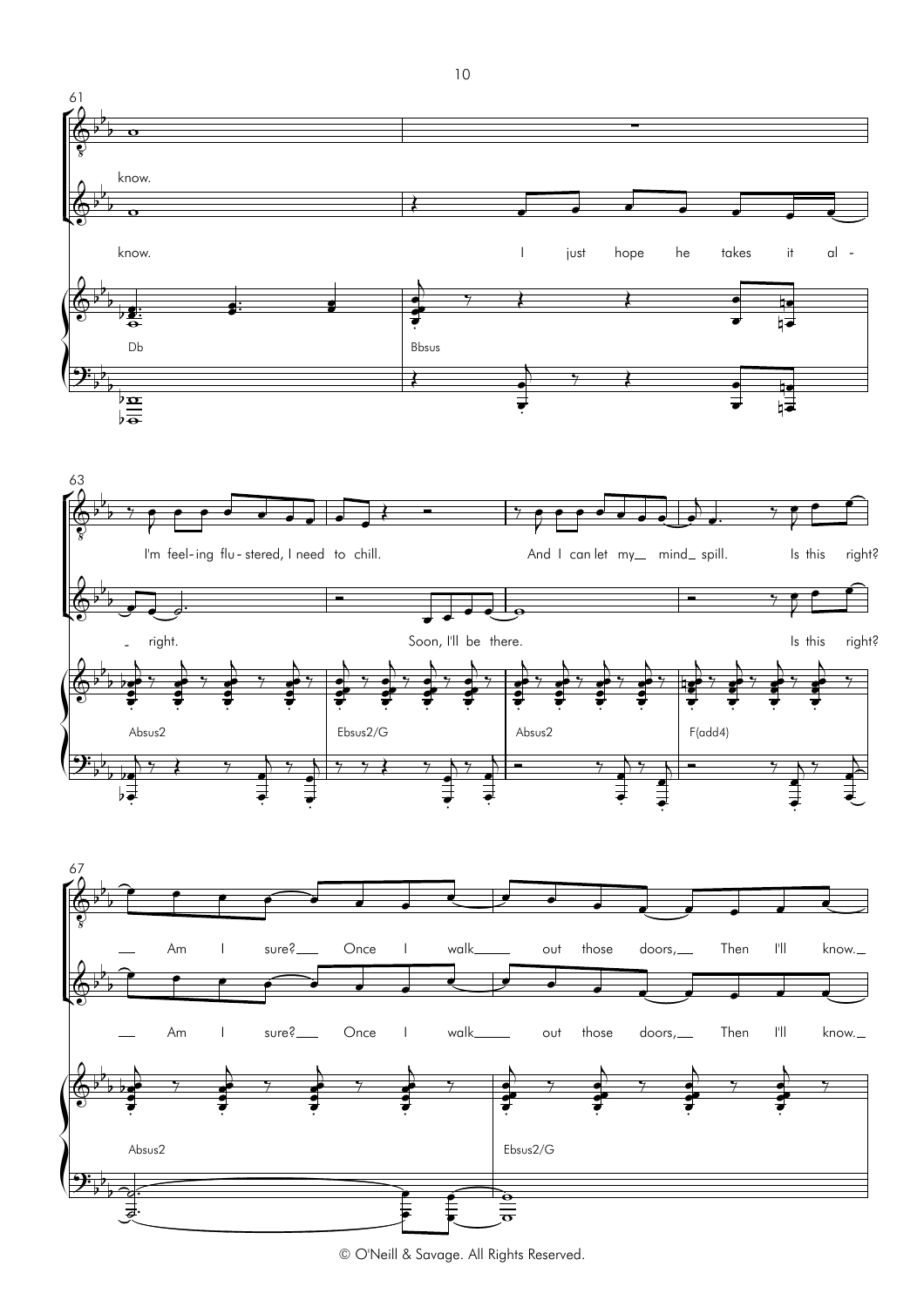61

know.

know. I just hope he takes it al -

Db Bbsus

63

I'm feel-ing flu - stered, I need to chill. And I can let my\_\_ mind\_ spill. Is this right?

\- right. Soon, I'll be there. Is this right?

Absus2 Ebsus2/G Absus2 F(add4)

67

\_\_ Am I sure?\_\_\_ Once I walk\_\_\_\_\_ out those doors,\_\_ Then I'll know.\_

\_\_ Am I sure?\_\_\_ Once I walk\_\_\_\_\_ out those doors,\_\_ Then I'll know.\_

Absus2 Ebsus2/G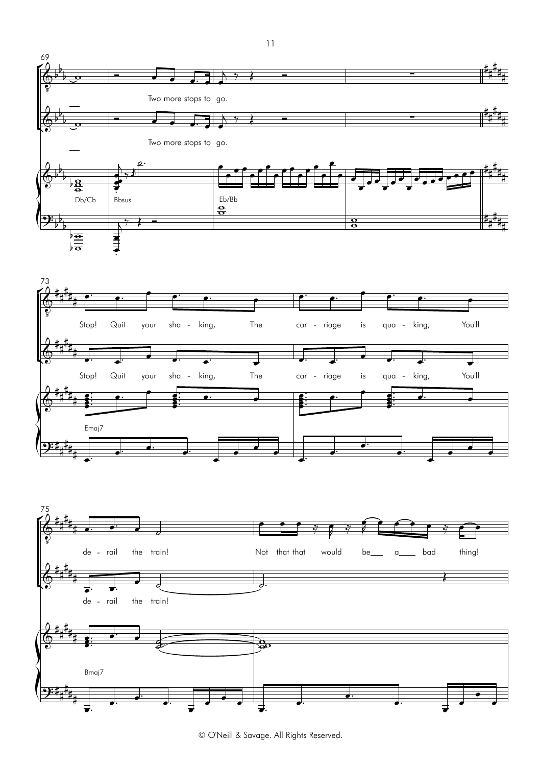69

Two more stops to go.

Two more stops to go.

Db/Cb Bbsus Eb/Bb

73

Stop! Quit your sha - king, The car - riage is qua - king, You'll

Stop! Quit your sha - king, The car - riage is qua - king, You'll

Emaj7

75

de - rail the train! Not that that would be a bad thing!

de - rail the train!

Bmaj7

© O'Neill & Savage. All Rights Reserved.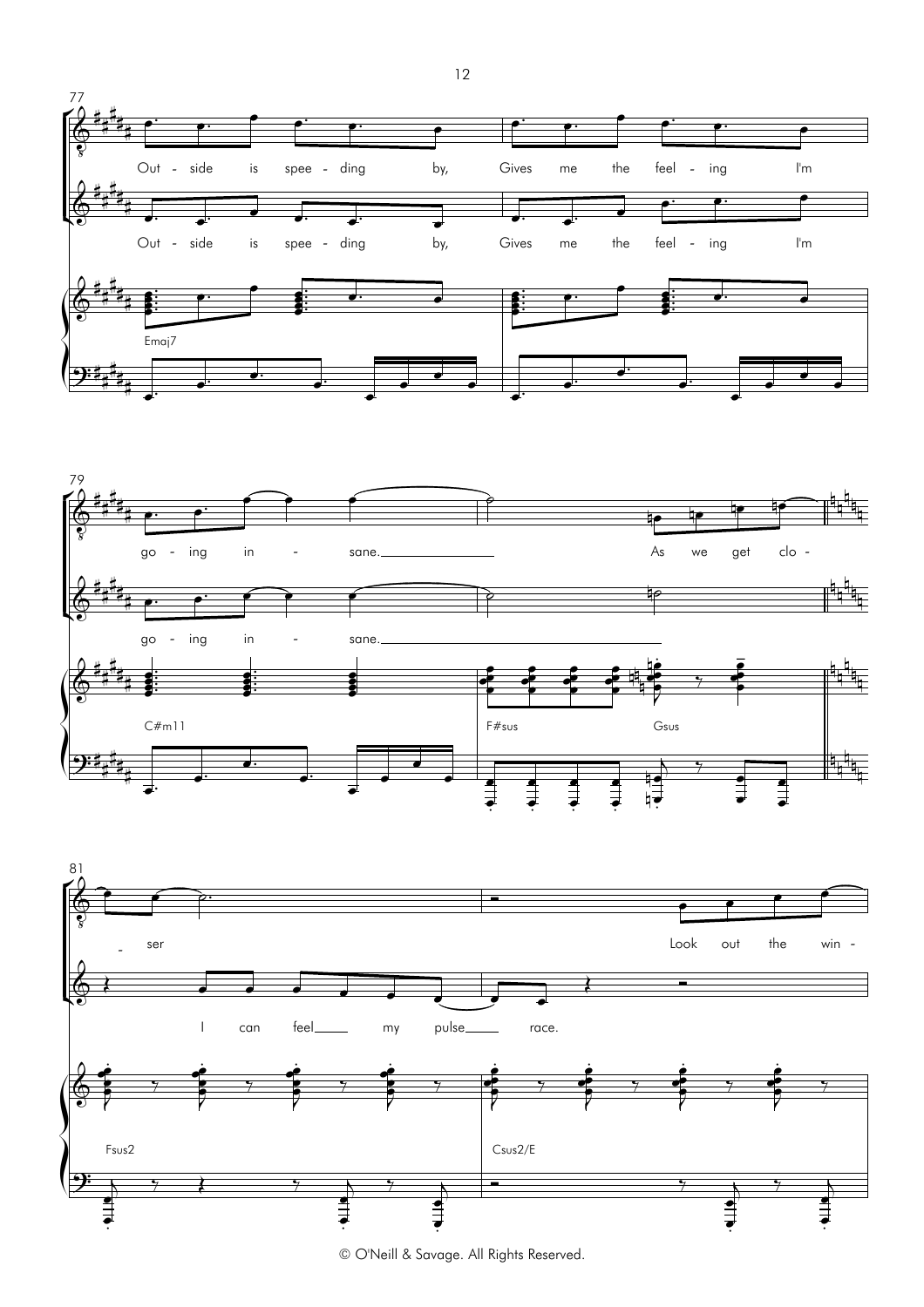77

Out - side is spee - ding by, Gives me the feel - ing I'm

Out - side is spee - ding by, Gives me the feel - ing I'm

Emaj7

79

go - ing in - sane. As we get clo -

go - ing in - sane.

C#m11 F#sus Gsus

81

- ser Look out the win -

I can feel my pulse race.

Fsus2 Csus2/E

© O'Neill & Savage. All Rights Reserved.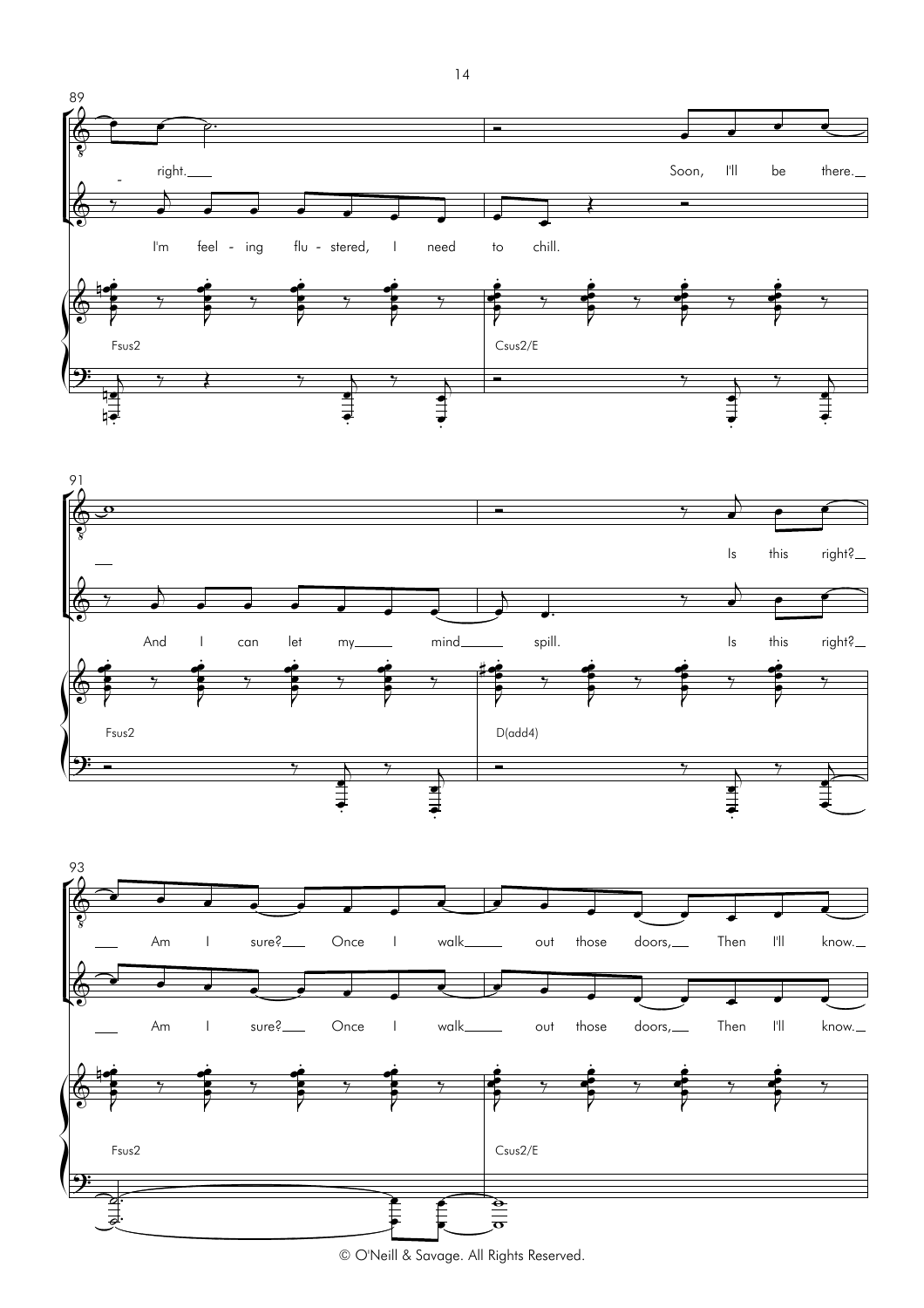89

right.

Soon, I'll be there.

I'm feel - ing flu - stered, I need to chill.

Fsus2

Csus2/E

91

Is this right?

And I can let my mind spill. Is this right?

Fsus2

D(add4)

93

Am I sure? Once I walk out those doors, Then I'll know.

Am I sure? Once I walk out those doors, Then I'll know.

Fsus2

Csus2/E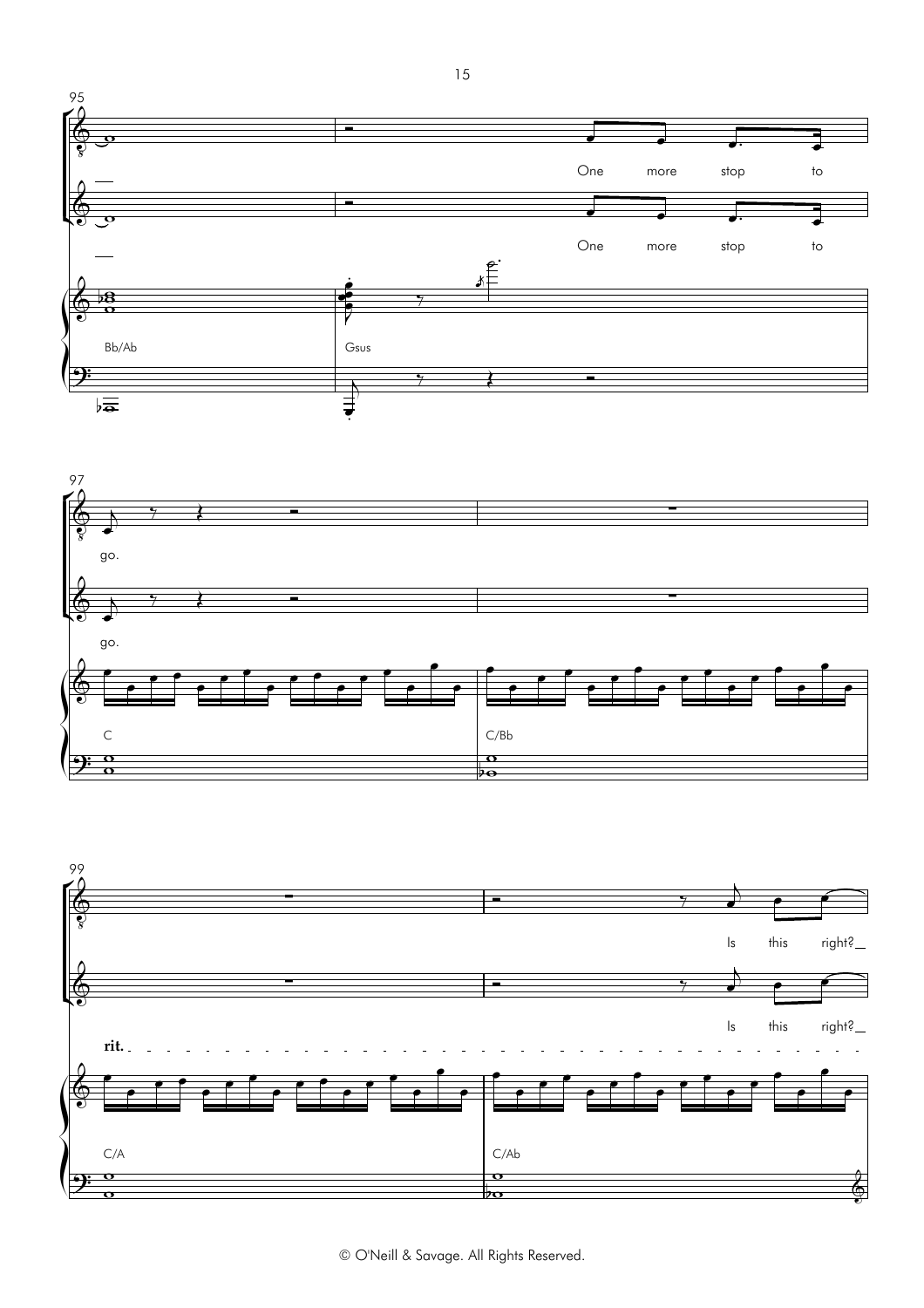95

One more stop to

One more stop to

Bb/Ab Gsus

97

go.

go.

C C/Bb

99

*rit.*

Is this right?

Is this right?

C/A C/Ab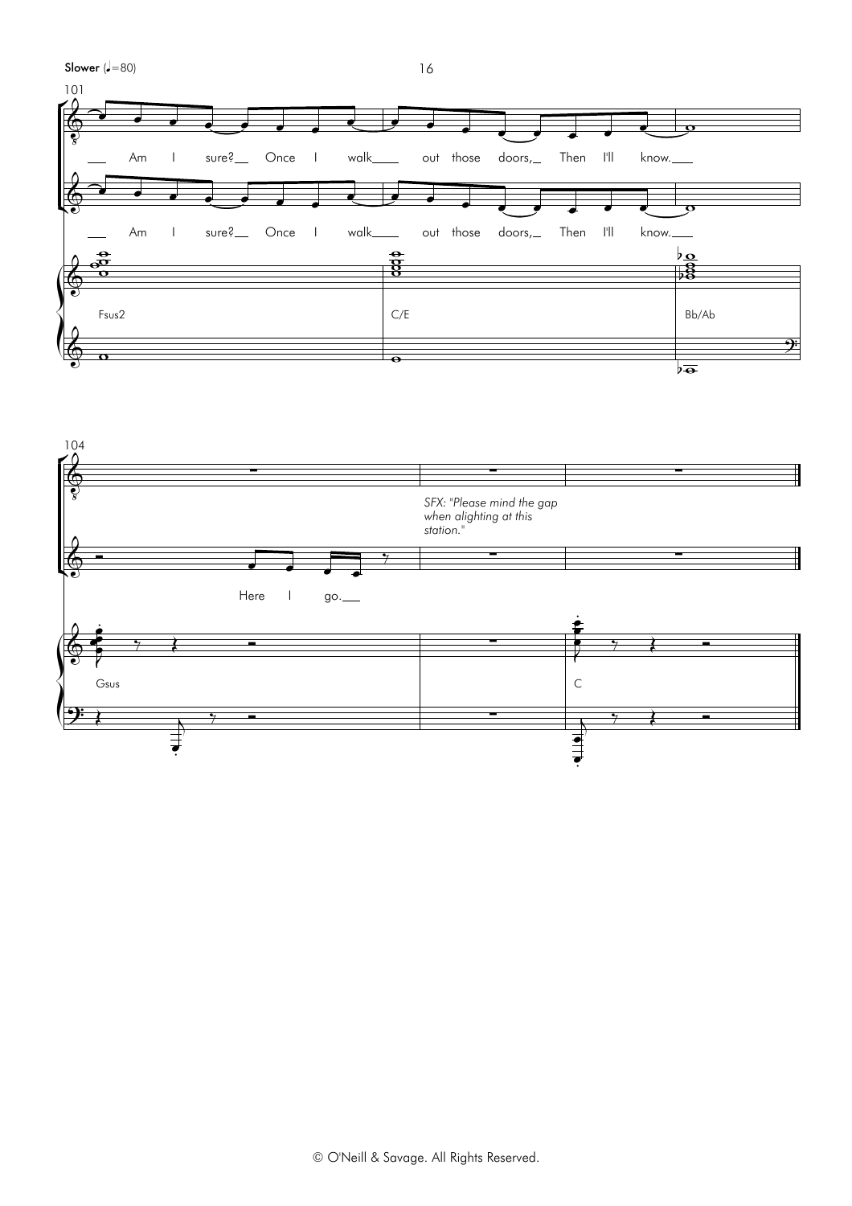**Slower** (♩=80)

101

Am I sure? Once I walk out those doors, Then I'll know.

Am I sure? Once I walk out those doors, Then I'll know.

Fsus2 C/E Bb/Ab

104

*SFX: "Please mind the gap when alighting at this station."*

Here I go.

Gsus C

© O'Neill & Savage. All Rights Reserved.